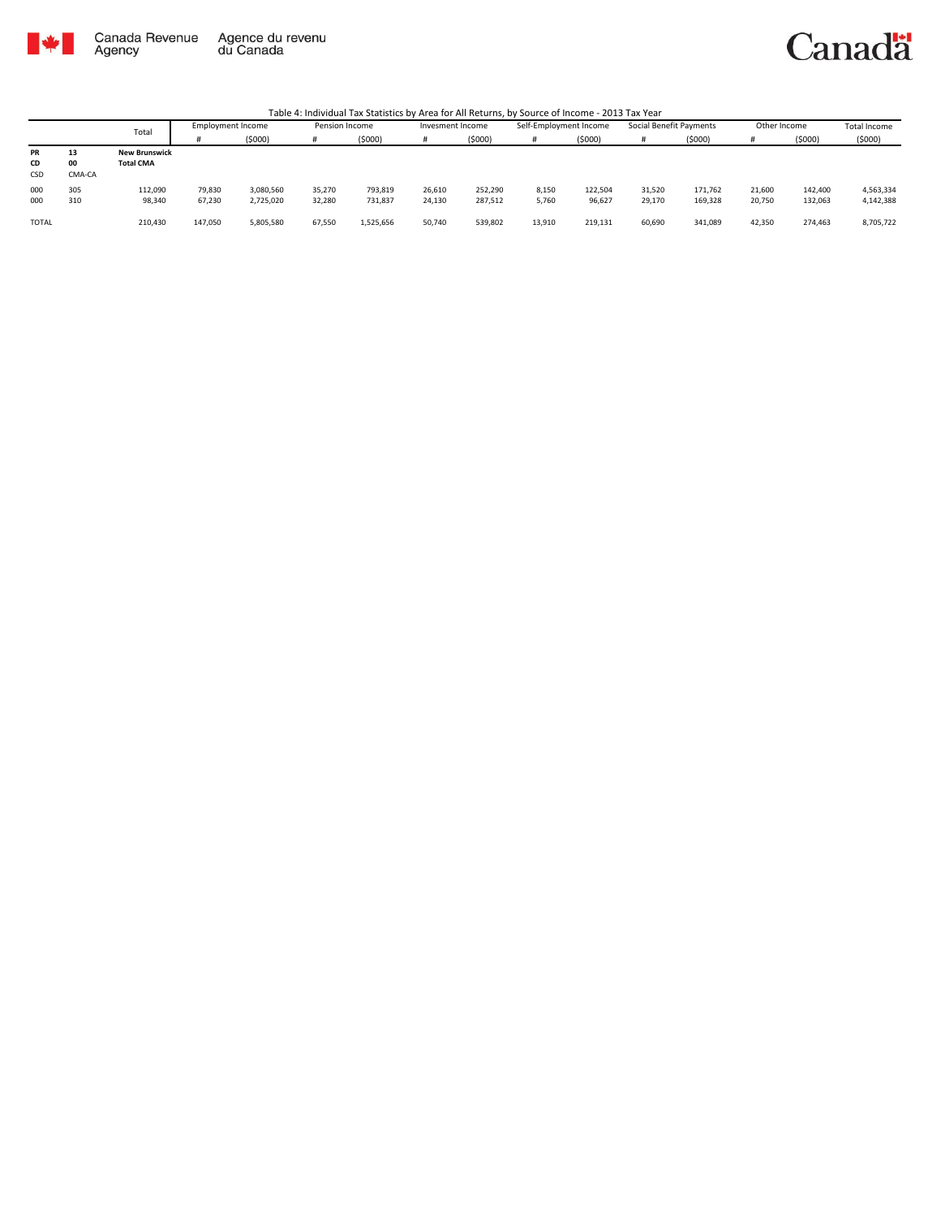Canada Revenue Agency / Agence du revenu du Canada

Canada

Table 4: Individual Tax Statistics by Area for All Returns, by Source of Income - 2013 Tax Year

| | | Total | Employment Income | | Pension Income | | Invesment Income | | Self-Employment Income | | Social Benefit Payments | | Other Income | | Total Income |
|---|---|---|---|---|---|---|---|---|---|---|---|---|---|---|---|
| | | | # | ($000) | # | ($000) | # | ($000) | # | ($000) | # | ($000) | # | ($000) | ($000) |
| **PR** | **13** | **New Brunswick** | | | | | | | | | | | | | |
| **CD** | **00** | **Total CMA** | | | | | | | | | | | | | |
| CSD | CMA-CA | | | | | | | | | | | | | | |
| 000 | 305 | 112,090 | 79,830 | 3,080,560 | 35,270 | 793,819 | 26,610 | 252,290 | 8,150 | 122,504 | 31,520 | 171,762 | 21,600 | 142,400 | 4,563,334 |
| 000 | 310 | 98,340 | 67,230 | 2,725,020 | 32,280 | 731,837 | 24,130 | 287,512 | 5,760 | 96,627 | 29,170 | 169,328 | 20,750 | 132,063 | 4,142,388 |
| TOTAL | | 210,430 | 147,050 | 5,805,580 | 67,550 | 1,525,656 | 50,740 | 539,802 | 13,910 | 219,131 | 60,690 | 341,089 | 42,350 | 274,463 | 8,705,722 |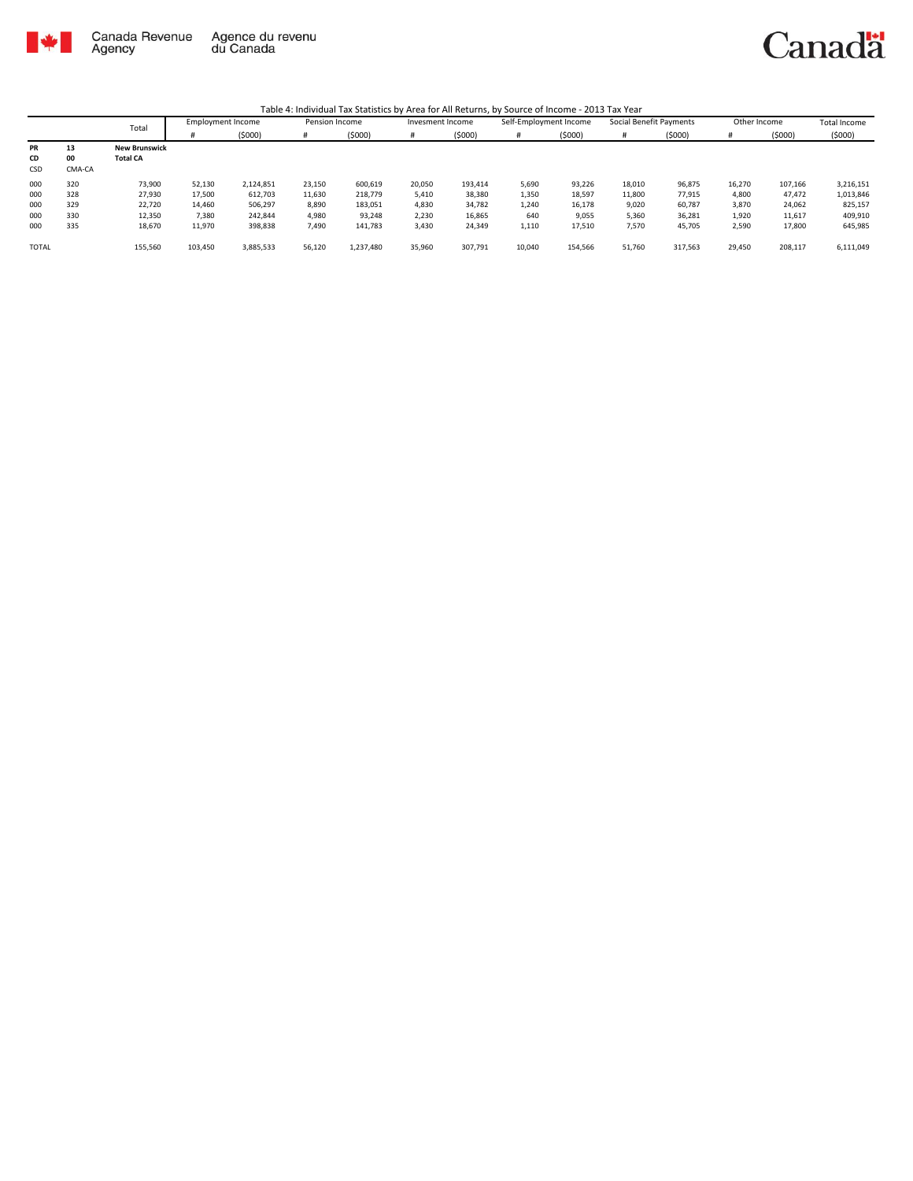Canada Revenue Agency / Agence du revenu du Canada

Canada

Table 4: Individual Tax Statistics by Area for All Returns, by Source of Income - 2013 Tax Year

| | | Total | Employment Income | | Pension Income | | Invesment Income | | Self-Employment Income | | Social Benefit Payments | | Other Income | | Total Income |
|---|---|---|---|---|---|---|---|---|---|---|---|---|---|---|---|
| | | | # | ($000) | # | ($000) | # | ($000) | # | ($000) | # | ($000) | # | ($000) | ($000) |
| **PR** | **13** | **New Brunswick** | | | | | | | | | | | | | |
| **CD** | **00** | **Total CA** | | | | | | | | | | | | | |
| CSD | CMA-CA | | | | | | | | | | | | | | |
| 000 | 320 | 73,900 | 52,130 | 2,124,851 | 23,150 | 600,619 | 20,050 | 193,414 | 5,690 | 93,226 | 18,010 | 96,875 | 16,270 | 107,166 | 3,216,151 |
| 000 | 328 | 27,930 | 17,500 | 612,703 | 11,630 | 218,779 | 5,410 | 38,380 | 1,350 | 18,597 | 11,800 | 77,915 | 4,800 | 47,472 | 1,013,846 |
| 000 | 329 | 22,720 | 14,460 | 506,297 | 8,890 | 183,051 | 4,830 | 34,782 | 1,240 | 16,178 | 9,020 | 60,787 | 3,870 | 24,062 | 825,157 |
| 000 | 330 | 12,350 | 7,380 | 242,844 | 4,980 | 93,248 | 2,230 | 16,865 | 640 | 9,055 | 5,360 | 36,281 | 1,920 | 11,617 | 409,910 |
| 000 | 335 | 18,670 | 11,970 | 398,838 | 7,490 | 141,783 | 3,430 | 24,349 | 1,110 | 17,510 | 7,570 | 45,705 | 2,590 | 17,800 | 645,985 |
| TOTAL | | 155,560 | 103,450 | 3,885,533 | 56,120 | 1,237,480 | 35,960 | 307,791 | 10,040 | 154,566 | 51,760 | 317,563 | 29,450 | 208,117 | 6,111,049 |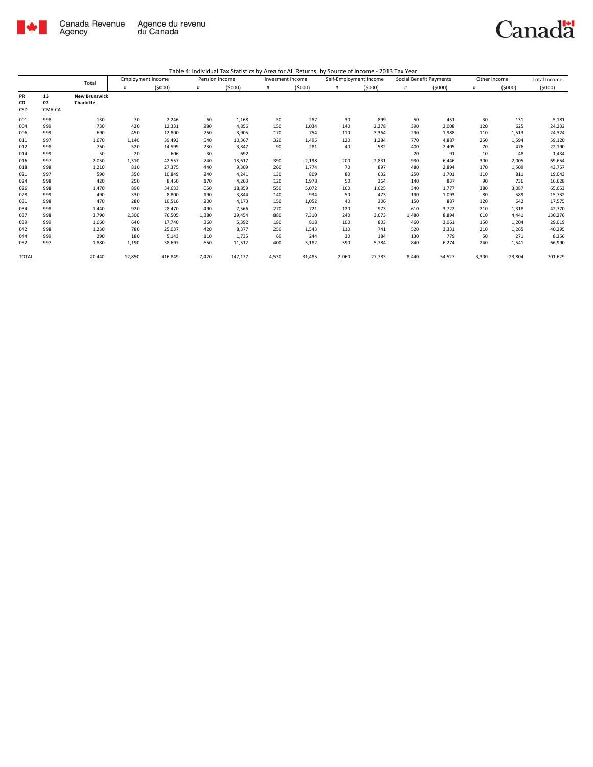Table 4: Individual Tax Statistics by Area for All Returns, by Source of Income - 2013 Tax Year

| | | Total | Employment Income | | Pension Income | | Invesment Income | | Self-Employment Income | | Social Benefit Payments | | Other Income | | Total Income |
|---|---|---|---|---|---|---|---|---|---|---|---|---|---|---|---|
| | | | # | ($000) | # | ($000) | # | ($000) | # | ($000) | # | ($000) | # | ($000) | ($000) |
| **PR** | **13** | **New Brunswick** | | | | | | | | | | | | | |
| **CD** | **02** | **Charlotte** | | | | | | | | | | | | | |
| CSD | CMA-CA | | | | | | | | | | | | | | |
| 001 | 998 | 130 | 70 | 2,246 | 60 | 1,168 | 50 | 287 | 30 | 899 | 50 | 451 | 30 | 131 | 5,181 |
| 004 | 999 | 730 | 420 | 12,331 | 280 | 4,856 | 150 | 1,034 | 140 | 2,378 | 390 | 3,008 | 120 | 625 | 24,232 |
| 006 | 999 | 690 | 450 | 12,800 | 250 | 3,905 | 170 | 754 | 110 | 3,364 | 290 | 1,988 | 110 | 1,513 | 24,324 |
| 011 | 997 | 1,670 | 1,140 | 39,493 | 540 | 10,367 | 320 | 1,495 | 120 | 1,284 | 770 | 4,887 | 250 | 1,594 | 59,120 |
| 012 | 998 | 760 | 520 | 14,599 | 230 | 3,847 | 90 | 281 | 40 | 582 | 400 | 2,405 | 70 | 476 | 22,190 |
| 014 | 999 | 50 | 20 | 606 | 30 | 692 | | | | | 20 | 91 | 10 | 48 | 1,434 |
| 016 | 997 | 2,050 | 1,310 | 42,557 | 740 | 13,617 | 390 | 2,198 | 200 | 2,831 | 930 | 6,446 | 300 | 2,005 | 69,654 |
| 018 | 998 | 1,210 | 810 | 27,375 | 440 | 9,309 | 260 | 1,774 | 70 | 897 | 480 | 2,894 | 170 | 1,509 | 43,757 |
| 021 | 997 | 590 | 350 | 10,849 | 240 | 4,241 | 130 | 809 | 80 | 632 | 250 | 1,701 | 110 | 811 | 19,043 |
| 024 | 998 | 420 | 250 | 8,450 | 170 | 4,263 | 120 | 1,978 | 50 | 364 | 140 | 837 | 90 | 736 | 16,628 |
| 026 | 998 | 1,470 | 890 | 34,633 | 650 | 18,859 | 550 | 5,072 | 160 | 1,625 | 340 | 1,777 | 380 | 3,087 | 65,053 |
| 028 | 999 | 490 | 330 | 8,800 | 190 | 3,844 | 140 | 934 | 50 | 473 | 190 | 1,093 | 80 | 589 | 15,732 |
| 031 | 998 | 470 | 280 | 10,516 | 200 | 4,173 | 150 | 1,052 | 40 | 306 | 150 | 887 | 120 | 642 | 17,575 |
| 034 | 998 | 1,440 | 920 | 28,470 | 490 | 7,566 | 270 | 721 | 120 | 973 | 610 | 3,722 | 210 | 1,318 | 42,770 |
| 037 | 998 | 3,790 | 2,300 | 76,505 | 1,380 | 29,454 | 880 | 7,310 | 240 | 3,673 | 1,480 | 8,894 | 610 | 4,441 | 130,276 |
| 039 | 999 | 1,060 | 640 | 17,740 | 360 | 5,392 | 180 | 818 | 100 | 803 | 460 | 3,061 | 150 | 1,204 | 29,019 |
| 042 | 998 | 1,230 | 780 | 25,037 | 420 | 8,377 | 250 | 1,543 | 110 | 741 | 520 | 3,331 | 210 | 1,265 | 40,295 |
| 044 | 999 | 290 | 180 | 5,143 | 110 | 1,735 | 60 | 244 | 30 | 184 | 130 | 779 | 50 | 271 | 8,356 |
| 052 | 997 | 1,880 | 1,190 | 38,697 | 650 | 11,512 | 400 | 3,182 | 390 | 5,784 | 840 | 6,274 | 240 | 1,541 | 66,990 |
| TOTAL | | 20,440 | 12,850 | 416,849 | 7,420 | 147,177 | 4,530 | 31,485 | 2,060 | 27,783 | 8,440 | 54,527 | 3,300 | 23,804 | 701,629 |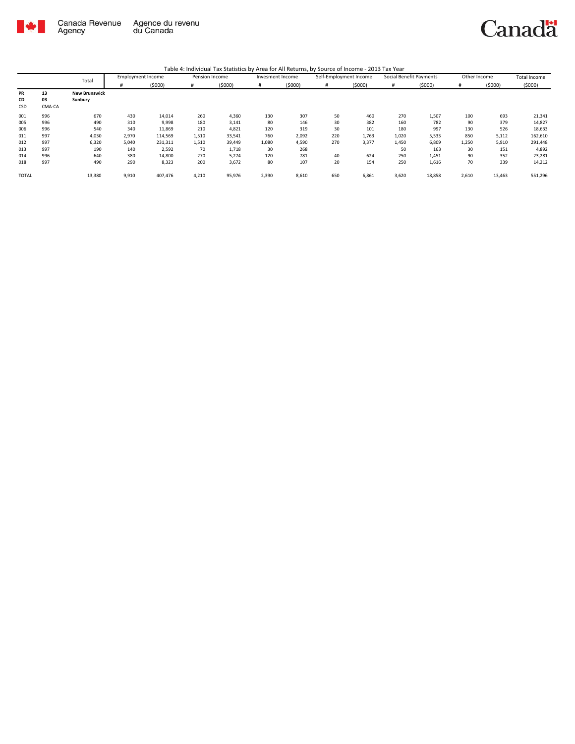Canada Revenue Agency | Agence du revenu du Canada

Table 4: Individual Tax Statistics by Area for All Returns, by Source of Income - 2013 Tax Year

| | | Total | Employment Income | | Pension Income | | Invesment Income | | Self-Employment Income | | Social Benefit Payments | | Other Income | | Total Income |
|---|---|---|---|---|---|---|---|---|---|---|---|---|---|---|---|
| | | | # | ($000) | # | ($000) | # | ($000) | # | ($000) | # | ($000) | # | ($000) | ($000) |
| **PR** | **13** | **New Brunswick** | | | | | | | | | | | | | |
| **CD** | **03** | **Sunbury** | | | | | | | | | | | | | |
| CSD | CMA-CA | | | | | | | | | | | | | | |
| 001 | 996 | 670 | 430 | 14,014 | 260 | 4,360 | 130 | 307 | 50 | 460 | 270 | 1,507 | 100 | 693 | 21,341 |
| 005 | 996 | 490 | 310 | 9,998 | 180 | 3,141 | 80 | 146 | 30 | 382 | 160 | 782 | 90 | 379 | 14,827 |
| 006 | 996 | 540 | 340 | 11,869 | 210 | 4,821 | 120 | 319 | 30 | 101 | 180 | 997 | 130 | 526 | 18,633 |
| 011 | 997 | 4,030 | 2,970 | 114,569 | 1,510 | 33,541 | 760 | 2,092 | 220 | 1,763 | 1,020 | 5,533 | 850 | 5,112 | 162,610 |
| 012 | 997 | 6,320 | 5,040 | 231,311 | 1,510 | 39,449 | 1,080 | 4,590 | 270 | 3,377 | 1,450 | 6,809 | 1,250 | 5,910 | 291,448 |
| 013 | 997 | 190 | 140 | 2,592 | 70 | 1,718 | 30 | 268 | | | 50 | 163 | 30 | 151 | 4,892 |
| 014 | 996 | 640 | 380 | 14,800 | 270 | 5,274 | 120 | 781 | 40 | 624 | 250 | 1,451 | 90 | 352 | 23,281 |
| 018 | 997 | 490 | 290 | 8,323 | 200 | 3,672 | 80 | 107 | 20 | 154 | 250 | 1,616 | 70 | 339 | 14,212 |
| TOTAL | | 13,380 | 9,910 | 407,476 | 4,210 | 95,976 | 2,390 | 8,610 | 650 | 6,861 | 3,620 | 18,858 | 2,610 | 13,463 | 551,296 |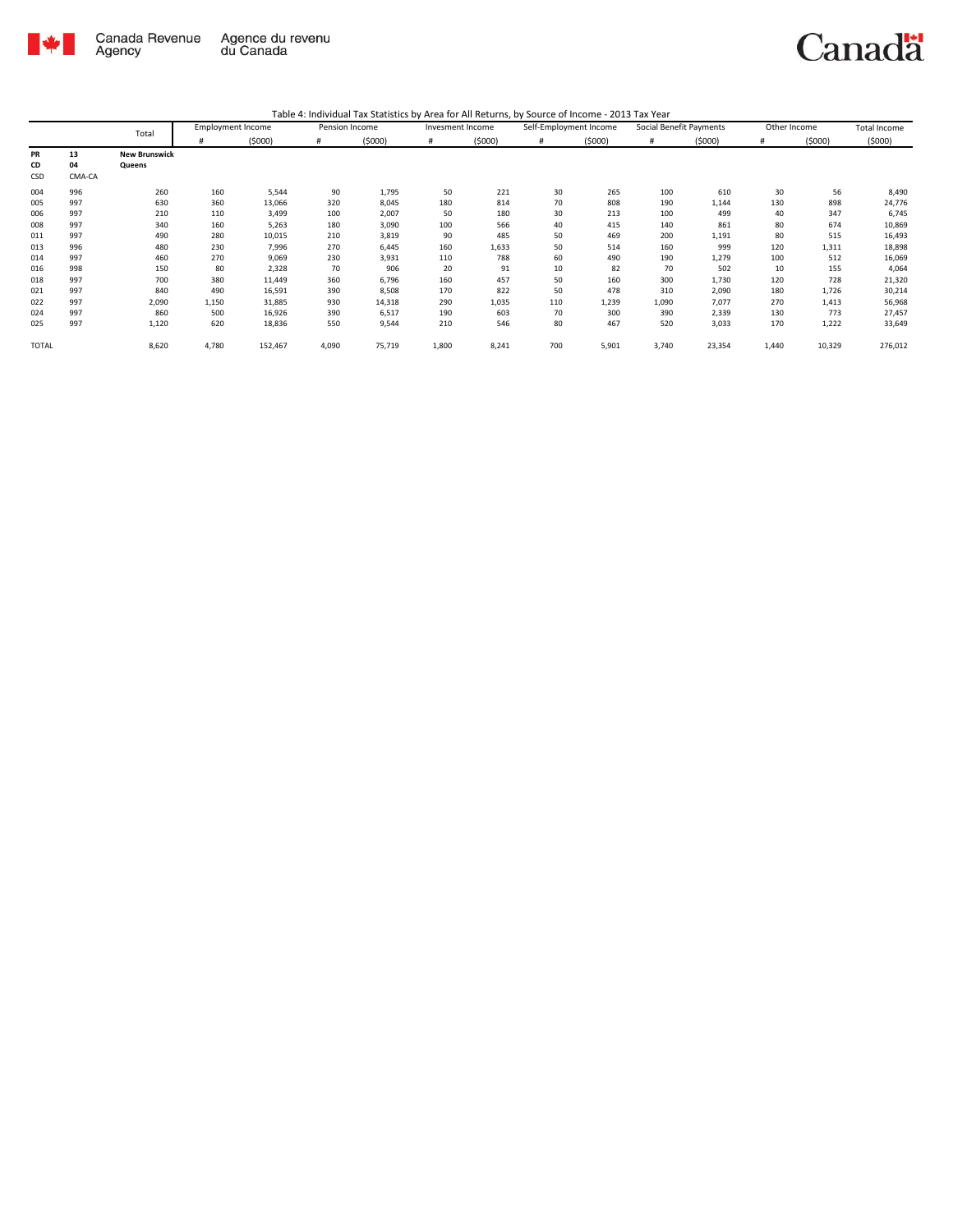Canada Revenue Agency / Agence du revenu du Canada

Canada

Table 4: Individual Tax Statistics by Area for All Returns, by Source of Income - 2013 Tax Year

| | | Total | Employment Income | | Pension Income | | Invesment Income | | Self-Employment Income | | Social Benefit Payments | | Other Income | | Total Income |
|---|---|---|---|---|---|---|---|---|---|---|---|---|---|---|---|
| | | | # | ($000) | # | ($000) | # | ($000) | # | ($000) | # | ($000) | # | ($000) | ($000) |
| **PR** | **13** | **New Brunswick** | | | | | | | | | | | | | |
| **CD** | **04** | **Queens** | | | | | | | | | | | | | |
| CSD | CMA-CA | | | | | | | | | | | | | | |
| 004 | 996 | 260 | 160 | 5,544 | 90 | 1,795 | 50 | 221 | 30 | 265 | 100 | 610 | 30 | 56 | 8,490 |
| 005 | 997 | 630 | 360 | 13,066 | 320 | 8,045 | 180 | 814 | 70 | 808 | 190 | 1,144 | 130 | 898 | 24,776 |
| 006 | 997 | 210 | 110 | 3,499 | 100 | 2,007 | 50 | 180 | 30 | 213 | 100 | 499 | 40 | 347 | 6,745 |
| 008 | 997 | 340 | 160 | 5,263 | 180 | 3,090 | 100 | 566 | 40 | 415 | 140 | 861 | 80 | 674 | 10,869 |
| 011 | 997 | 490 | 280 | 10,015 | 210 | 3,819 | 90 | 485 | 50 | 469 | 200 | 1,191 | 80 | 515 | 16,493 |
| 013 | 996 | 480 | 230 | 7,996 | 270 | 6,445 | 160 | 1,633 | 50 | 514 | 160 | 999 | 120 | 1,311 | 18,898 |
| 014 | 997 | 460 | 270 | 9,069 | 230 | 3,931 | 110 | 788 | 60 | 490 | 190 | 1,279 | 100 | 512 | 16,069 |
| 016 | 998 | 150 | 80 | 2,328 | 70 | 906 | 20 | 91 | 10 | 82 | 70 | 502 | 10 | 155 | 4,064 |
| 018 | 997 | 700 | 380 | 11,449 | 360 | 6,796 | 160 | 457 | 50 | 160 | 300 | 1,730 | 120 | 728 | 21,320 |
| 021 | 997 | 840 | 490 | 16,591 | 390 | 8,508 | 170 | 822 | 50 | 478 | 310 | 2,090 | 180 | 1,726 | 30,214 |
| 022 | 997 | 2,090 | 1,150 | 31,885 | 930 | 14,318 | 290 | 1,035 | 110 | 1,239 | 1,090 | 7,077 | 270 | 1,413 | 56,968 |
| 024 | 997 | 860 | 500 | 16,926 | 390 | 6,517 | 190 | 603 | 70 | 300 | 390 | 2,339 | 130 | 773 | 27,457 |
| 025 | 997 | 1,120 | 620 | 18,836 | 550 | 9,544 | 210 | 546 | 80 | 467 | 520 | 3,033 | 170 | 1,222 | 33,649 |
| TOTAL | | 8,620 | 4,780 | 152,467 | 4,090 | 75,719 | 1,800 | 8,241 | 700 | 5,901 | 3,740 | 23,354 | 1,440 | 10,329 | 276,012 |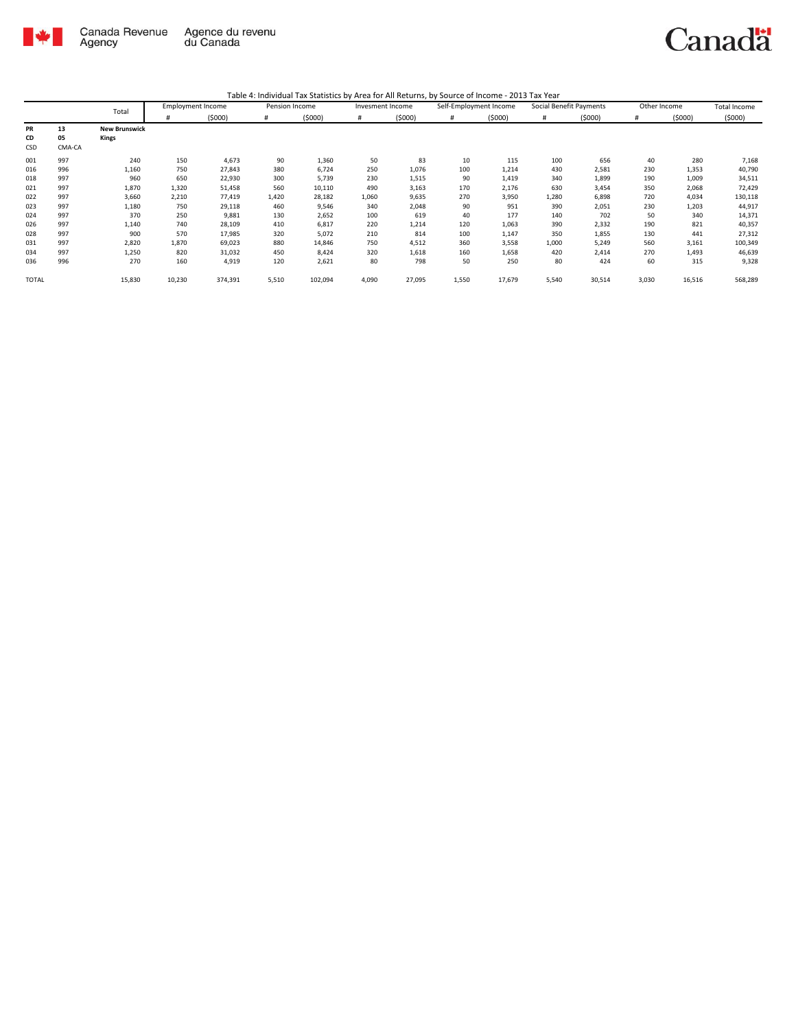Table 4: Individual Tax Statistics by Area for All Returns, by Source of Income - 2013 Tax Year

| | | Total | Employment Income | | Pension Income | | Invesment Income | | Self-Employment Income | | Social Benefit Payments | | Other Income | | Total Income |
|---|---|---|---|---|---|---|---|---|---|---|---|---|---|---|---|
| | | | # | ($000) | # | ($000) | # | ($000) | # | ($000) | # | ($000) | # | ($000) | ($000) |
| PR | 13 | New Brunswick | | | | | | | | | | | | | |
| CD | 05 | Kings | | | | | | | | | | | | | |
| CSD | CMA-CA | | | | | | | | | | | | | | |
| 001 | 997 | 240 | 150 | 4,673 | 90 | 1,360 | 50 | 83 | 10 | 115 | 100 | 656 | 40 | 280 | 7,168 |
| 016 | 996 | 1,160 | 750 | 27,843 | 380 | 6,724 | 250 | 1,076 | 100 | 1,214 | 430 | 2,581 | 230 | 1,353 | 40,790 |
| 018 | 997 | 960 | 650 | 22,930 | 300 | 5,739 | 230 | 1,515 | 90 | 1,419 | 340 | 1,899 | 190 | 1,009 | 34,511 |
| 021 | 997 | 1,870 | 1,320 | 51,458 | 560 | 10,110 | 490 | 3,163 | 170 | 2,176 | 630 | 3,454 | 350 | 2,068 | 72,429 |
| 022 | 997 | 3,660 | 2,210 | 77,419 | 1,420 | 28,182 | 1,060 | 9,635 | 270 | 3,950 | 1,280 | 6,898 | 720 | 4,034 | 130,118 |
| 023 | 997 | 1,180 | 750 | 29,118 | 460 | 9,546 | 340 | 2,048 | 90 | 951 | 390 | 2,051 | 230 | 1,203 | 44,917 |
| 024 | 997 | 370 | 250 | 9,881 | 130 | 2,652 | 100 | 619 | 40 | 177 | 140 | 702 | 50 | 340 | 14,371 |
| 026 | 997 | 1,140 | 740 | 28,109 | 410 | 6,817 | 220 | 1,214 | 120 | 1,063 | 390 | 2,332 | 190 | 821 | 40,357 |
| 028 | 997 | 900 | 570 | 17,985 | 320 | 5,072 | 210 | 814 | 100 | 1,147 | 350 | 1,855 | 130 | 441 | 27,312 |
| 031 | 997 | 2,820 | 1,870 | 69,023 | 880 | 14,846 | 750 | 4,512 | 360 | 3,558 | 1,000 | 5,249 | 560 | 3,161 | 100,349 |
| 034 | 997 | 1,250 | 820 | 31,032 | 450 | 8,424 | 320 | 1,618 | 160 | 1,658 | 420 | 2,414 | 270 | 1,493 | 46,639 |
| 036 | 996 | 270 | 160 | 4,919 | 120 | 2,621 | 80 | 798 | 50 | 250 | 80 | 424 | 60 | 315 | 9,328 |
| TOTAL | | 15,830 | 10,230 | 374,391 | 5,510 | 102,094 | 4,090 | 27,095 | 1,550 | 17,679 | 5,540 | 30,514 | 3,030 | 16,516 | 568,289 |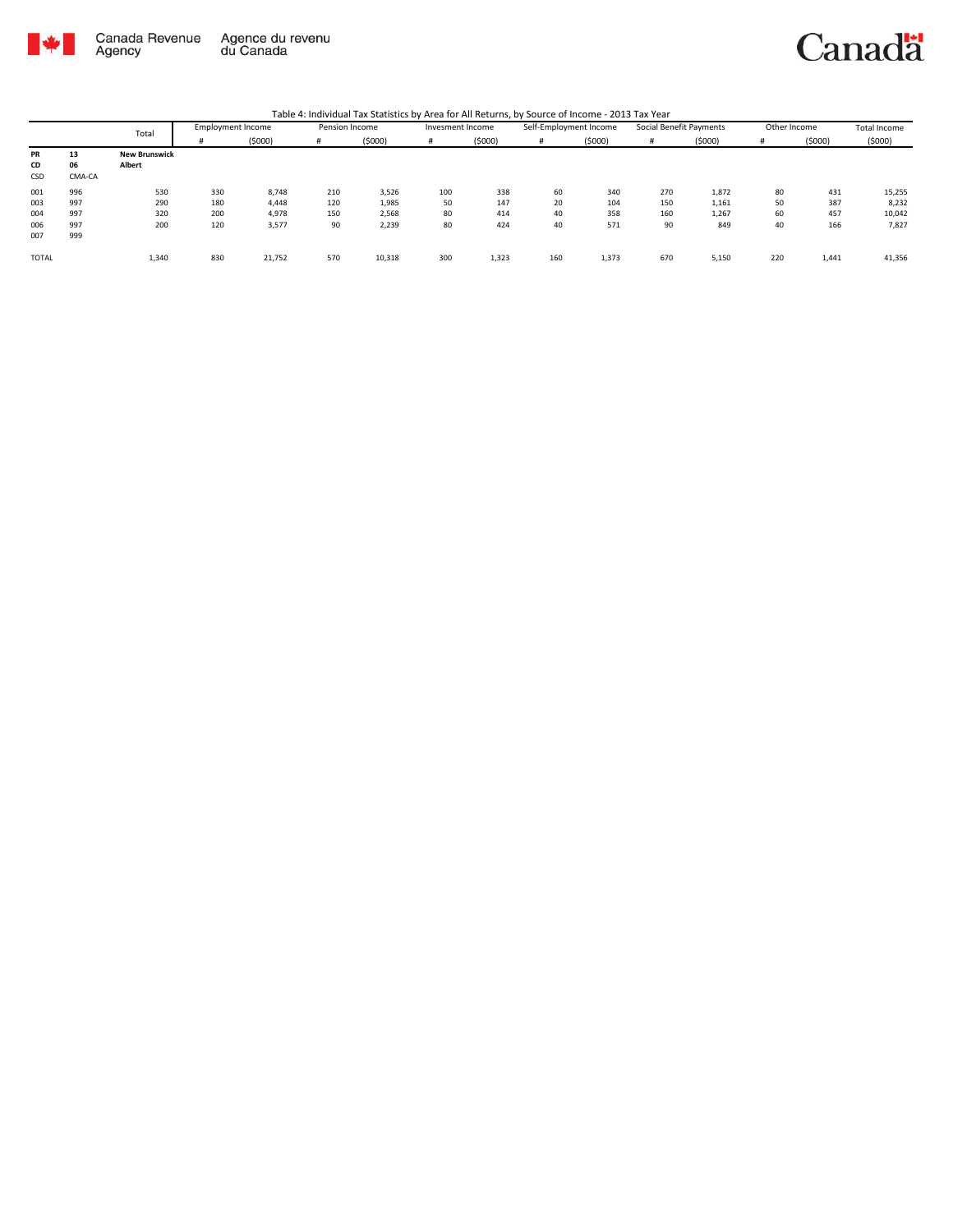Canada Revenue Agency | Agence du revenu du Canada

Canada

Table 4: Individual Tax Statistics by Area for All Returns, by Source of Income - 2013 Tax Year

| | | Total | Employment Income | | Pension Income | | Invesment Income | | Self-Employment Income | | Social Benefit Payments | | Other Income | | Total Income |
|---|---|---|---|---|---|---|---|---|---|---|---|---|---|---|---|
| | | | # | ($000) | # | ($000) | # | ($000) | # | ($000) | # | ($000) | # | ($000) | ($000) |
| **PR** | **13** | **New Brunswick** | | | | | | | | | | | | | |
| **CD** | **06** | **Albert** | | | | | | | | | | | | | |
| CSD | CMA-CA | | | | | | | | | | | | | | |
| 001 | 996 | 530 | 330 | 8,748 | 210 | 3,526 | 100 | 338 | 60 | 340 | 270 | 1,872 | 80 | 431 | 15,255 |
| 003 | 997 | 290 | 180 | 4,448 | 120 | 1,985 | 50 | 147 | 20 | 104 | 150 | 1,161 | 50 | 387 | 8,232 |
| 004 | 997 | 320 | 200 | 4,978 | 150 | 2,568 | 80 | 414 | 40 | 358 | 160 | 1,267 | 60 | 457 | 10,042 |
| 006 | 997 | 200 | 120 | 3,577 | 90 | 2,239 | 80 | 424 | 40 | 571 | 90 | 849 | 40 | 166 | 7,827 |
| 007 | 999 | | | | | | | | | | | | | | |
| TOTAL | | 1,340 | 830 | 21,752 | 570 | 10,318 | 300 | 1,323 | 160 | 1,373 | 670 | 5,150 | 220 | 1,441 | 41,356 |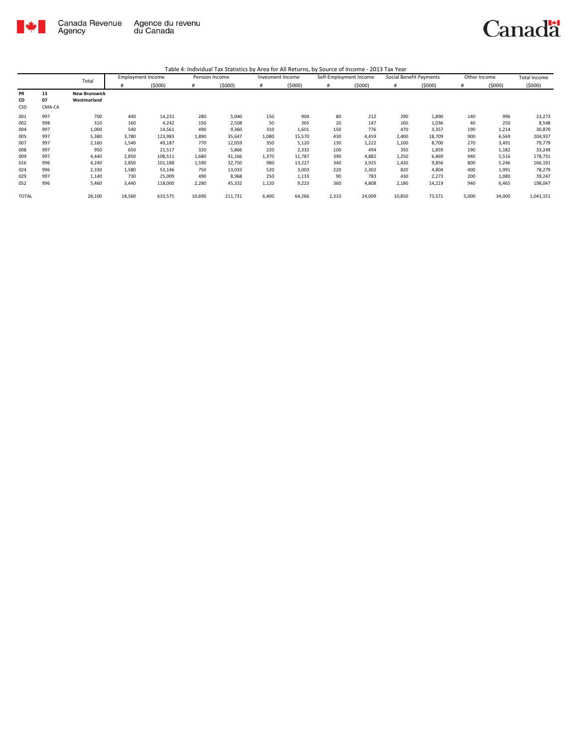Table 4: Individual Tax Statistics by Area for All Returns, by Source of Income - 2013 Tax Year

| | | Total | Employment Income | | Pension Income | | Invesment Income | | Self-Employment Income | | Social Benefit Payments | | Other Income | | Total Income |
|---|---|---|---|---|---|---|---|---|---|---|---|---|---|---|---|
| | | | # | ($000) | # | ($000) | # | ($000) | # | ($000) | # | ($000) | # | ($000) | ($000) |
| **PR** | **13** | **New Brunswick** | | | | | | | | | | | | | |
| **CD** | **07** | **Westmorland** | | | | | | | | | | | | | |
| CSD | CMA-CA | | | | | | | | | | | | | | |
| 001 | 997 | 700 | 440 | 14,231 | 280 | 5,040 | 150 | 904 | 80 | 212 | 290 | 1,890 | 140 | 996 | 23,273 |
| 002 | 998 | 310 | 160 | 4,242 | 150 | 2,508 | 50 | 365 | 20 | 147 | 160 | 1,036 | 40 | 250 | 8,548 |
| 004 | 997 | 1,000 | 540 | 14,561 | 490 | 9,360 | 310 | 1,601 | 150 | 776 | 470 | 3,357 | 190 | 1,214 | 30,870 |
| 005 | 997 | 5,380 | 3,780 | 123,983 | 1,890 | 35,647 | 1,080 | 15,570 | 430 | 4,459 | 2,400 | 18,709 | 900 | 6,569 | 204,937 |
| 007 | 997 | 2,160 | 1,540 | 49,187 | 770 | 12,059 | 350 | 5,120 | 130 | 1,222 | 1,100 | 8,700 | 270 | 3,491 | 79,779 |
| 008 | 997 | 950 | 650 | 21,517 | 320 | 5,866 | 220 | 2,332 | 100 | 494 | 350 | 1,859 | 190 | 1,182 | 33,249 |
| 009 | 997 | 4,440 | 2,850 | 108,511 | 1,680 | 41,166 | 1,370 | 11,787 | 390 | 4,882 | 1,250 | 6,869 | 940 | 5,516 | 178,731 |
| 016 | 996 | 4,240 | 2,850 | 101,188 | 1,590 | 32,750 | 980 | 13,227 | 340 | 3,925 | 1,420 | 9,856 | 800 | 5,246 | 166,191 |
| 024 | 996 | 2,330 | 1,580 | 53,146 | 750 | 13,033 | 520 | 3,003 | 220 | 2,302 | 820 | 4,804 | 400 | 1,991 | 78,279 |
| 029 | 997 | 1,140 | 730 | 25,009 | 490 | 8,968 | 250 | 1,133 | 90 | 783 | 430 | 2,273 | 200 | 1,080 | 39,247 |
| 052 | 996 | 5,460 | 3,440 | 118,000 | 2,280 | 45,332 | 1,120 | 9,223 | 360 | 4,808 | 2,180 | 14,219 | 940 | 6,465 | 198,047 |
| TOTAL | | 28,100 | 18,560 | 633,575 | 10,690 | 211,731 | 6,400 | 64,266 | 2,310 | 24,009 | 10,850 | 73,571 | 5,000 | 34,000 | 1,041,151 |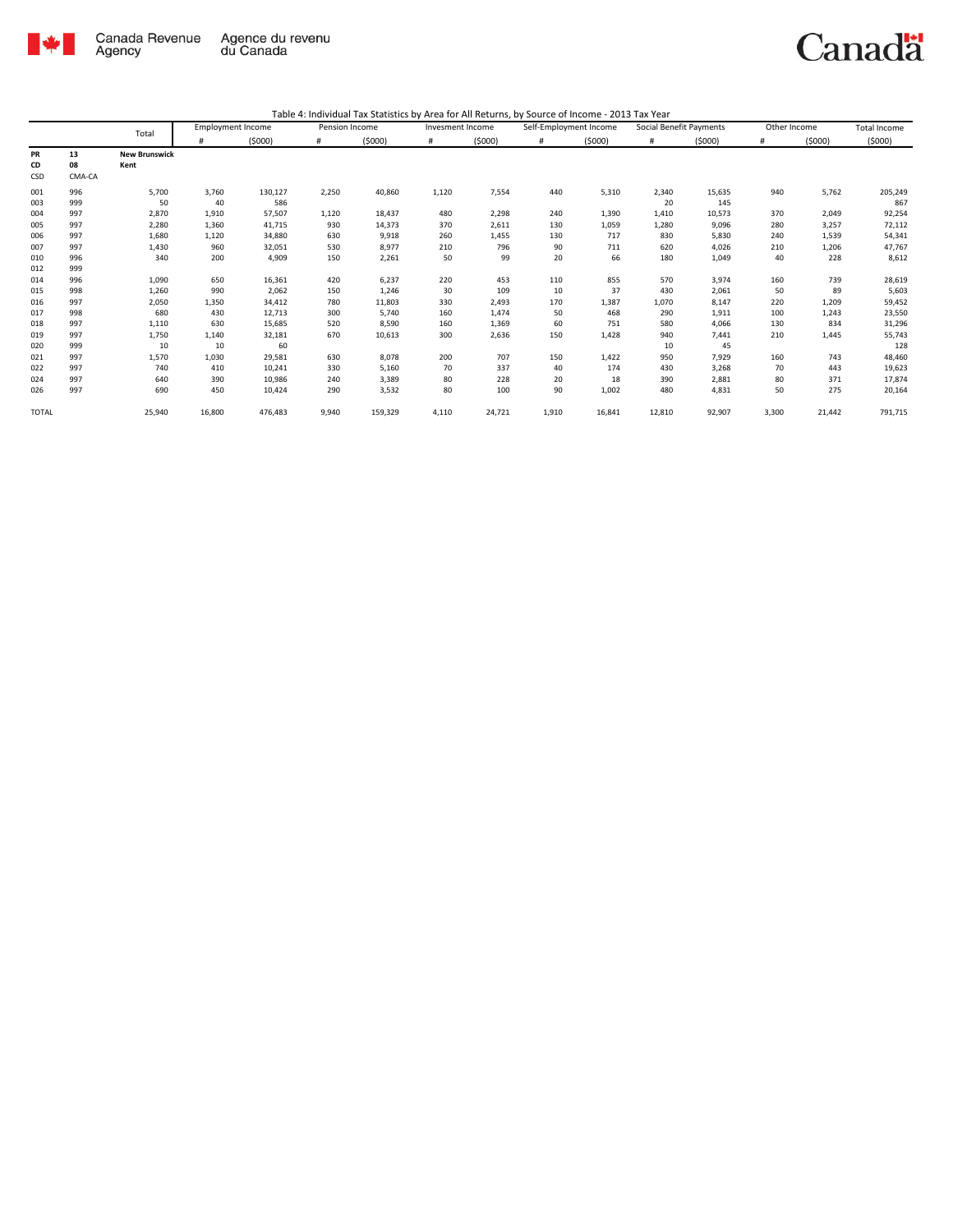Table 4: Individual Tax Statistics by Area for All Returns, by Source of Income - 2013 Tax Year

| | | Total | Employment Income | | Pension Income | | Invesment Income | | Self-Employment Income | | Social Benefit Payments | | Other Income | | Total Income |
|---|---|---|---|---|---|---|---|---|---|---|---|---|---|---|---|
| | | | # | ($000) | # | ($000) | # | ($000) | # | ($000) | # | ($000) | # | ($000) | ($000) |
| **PR** | **13** | **New Brunswick** | | | | | | | | | | | | | |
| **CD** | **08** | **Kent** | | | | | | | | | | | | | |
| CSD | CMA-CA | | | | | | | | | | | | | | |
| 001 | 996 | 5,700 | 3,760 | 130,127 | 2,250 | 40,860 | 1,120 | 7,554 | 440 | 5,310 | 2,340 | 15,635 | 940 | 5,762 | 205,249 |
| 003 | 999 | 50 | 40 | 586 | | | | | | | 20 | 145 | | | 867 |
| 004 | 997 | 2,870 | 1,910 | 57,507 | 1,120 | 18,437 | 480 | 2,298 | 240 | 1,390 | 1,410 | 10,573 | 370 | 2,049 | 92,254 |
| 005 | 997 | 2,280 | 1,360 | 41,715 | 930 | 14,373 | 370 | 2,611 | 130 | 1,059 | 1,280 | 9,096 | 280 | 3,257 | 72,112 |
| 006 | 997 | 1,680 | 1,120 | 34,880 | 630 | 9,918 | 260 | 1,455 | 130 | 717 | 830 | 5,830 | 240 | 1,539 | 54,341 |
| 007 | 997 | 1,430 | 960 | 32,051 | 530 | 8,977 | 210 | 796 | 90 | 711 | 620 | 4,026 | 210 | 1,206 | 47,767 |
| 010 | 996 | 340 | 200 | 4,909 | 150 | 2,261 | 50 | 99 | 20 | 66 | 180 | 1,049 | 40 | 228 | 8,612 |
| 012 | 999 | | | | | | | | | | | | | | |
| 014 | 996 | 1,090 | 650 | 16,361 | 420 | 6,237 | 220 | 453 | 110 | 855 | 570 | 3,974 | 160 | 739 | 28,619 |
| 015 | 998 | 1,260 | 990 | 2,062 | 150 | 1,246 | 30 | 109 | 10 | 37 | 430 | 2,061 | 50 | 89 | 5,603 |
| 016 | 997 | 2,050 | 1,350 | 34,412 | 780 | 11,803 | 330 | 2,493 | 170 | 1,387 | 1,070 | 8,147 | 220 | 1,209 | 59,452 |
| 017 | 998 | 680 | 430 | 12,713 | 300 | 5,740 | 160 | 1,474 | 50 | 468 | 290 | 1,911 | 100 | 1,243 | 23,550 |
| 018 | 997 | 1,110 | 630 | 15,685 | 520 | 8,590 | 160 | 1,369 | 60 | 751 | 580 | 4,066 | 130 | 834 | 31,296 |
| 019 | 997 | 1,750 | 1,140 | 32,181 | 670 | 10,613 | 300 | 2,636 | 150 | 1,428 | 940 | 7,441 | 210 | 1,445 | 55,743 |
| 020 | 999 | 10 | 10 | 60 | | | | | | | 10 | 45 | | | 128 |
| 021 | 997 | 1,570 | 1,030 | 29,581 | 630 | 8,078 | 200 | 707 | 150 | 1,422 | 950 | 7,929 | 160 | 743 | 48,460 |
| 022 | 997 | 740 | 410 | 10,241 | 330 | 5,160 | 70 | 337 | 40 | 174 | 430 | 3,268 | 70 | 443 | 19,623 |
| 024 | 997 | 640 | 390 | 10,986 | 240 | 3,389 | 80 | 228 | 20 | 18 | 390 | 2,881 | 80 | 371 | 17,874 |
| 026 | 997 | 690 | 450 | 10,424 | 290 | 3,532 | 80 | 100 | 90 | 1,002 | 480 | 4,831 | 50 | 275 | 20,164 |
| TOTAL | | 25,940 | 16,800 | 476,483 | 9,940 | 159,329 | 4,110 | 24,721 | 1,910 | 16,841 | 12,810 | 92,907 | 3,300 | 21,442 | 791,715 |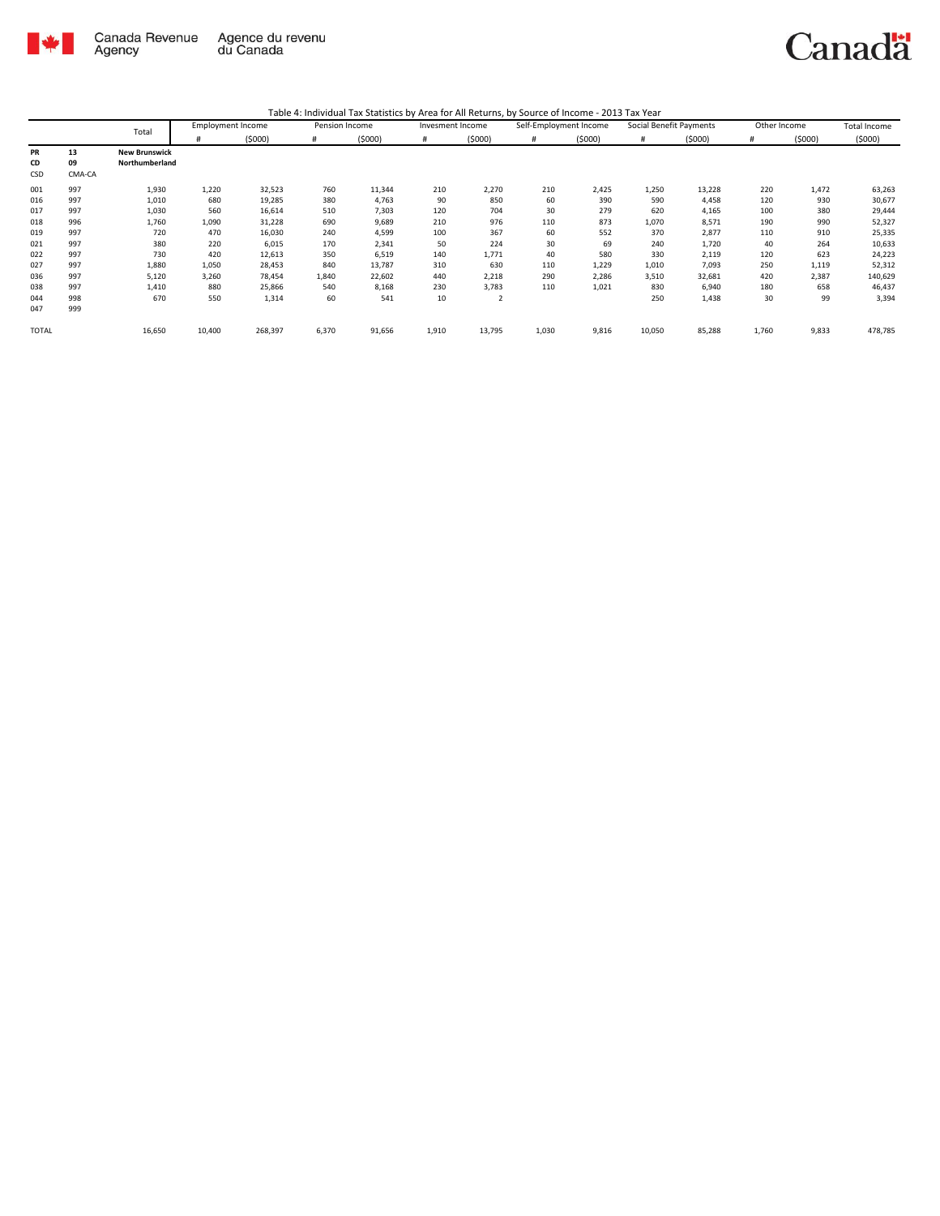Canada Revenue Agency | Agence du revenu du Canada

Table 4: Individual Tax Statistics by Area for All Returns, by Source of Income - 2013 Tax Year

| | | Total | Employment Income | | Pension Income | | Invesment Income | | Self-Employment Income | | Social Benefit Payments | | Other Income | | Total Income |
|---|---|---|---|---|---|---|---|---|---|---|---|---|---|---|---|
| | | | # | ($000) | # | ($000) | # | ($000) | # | ($000) | # | ($000) | # | ($000) | ($000) |
| **PR** | **13** | **New Brunswick** | | | | | | | | | | | | | |
| **CD** | **09** | **Northumberland** | | | | | | | | | | | | | |
| CSD | CMA-CA | | | | | | | | | | | | | | |
| 001 | 997 | 1,930 | 1,220 | 32,523 | 760 | 11,344 | 210 | 2,270 | 210 | 2,425 | 1,250 | 13,228 | 220 | 1,472 | 63,263 |
| 016 | 997 | 1,010 | 680 | 19,285 | 380 | 4,763 | 90 | 850 | 60 | 390 | 590 | 4,458 | 120 | 930 | 30,677 |
| 017 | 997 | 1,030 | 560 | 16,614 | 510 | 7,303 | 120 | 704 | 30 | 279 | 620 | 4,165 | 100 | 380 | 29,444 |
| 018 | 996 | 1,760 | 1,090 | 31,228 | 690 | 9,689 | 210 | 976 | 110 | 873 | 1,070 | 8,571 | 190 | 990 | 52,327 |
| 019 | 997 | 720 | 470 | 16,030 | 240 | 4,599 | 100 | 367 | 60 | 552 | 370 | 2,877 | 110 | 910 | 25,335 |
| 021 | 997 | 380 | 220 | 6,015 | 170 | 2,341 | 50 | 224 | 30 | 69 | 240 | 1,720 | 40 | 264 | 10,633 |
| 022 | 997 | 730 | 420 | 12,613 | 350 | 6,519 | 140 | 1,771 | 40 | 580 | 330 | 2,119 | 120 | 623 | 24,223 |
| 027 | 997 | 1,880 | 1,050 | 28,453 | 840 | 13,787 | 310 | 630 | 110 | 1,229 | 1,010 | 7,093 | 250 | 1,119 | 52,312 |
| 036 | 997 | 5,120 | 3,260 | 78,454 | 1,840 | 22,602 | 440 | 2,218 | 290 | 2,286 | 3,510 | 32,681 | 420 | 2,387 | 140,629 |
| 038 | 997 | 1,410 | 880 | 25,866 | 540 | 8,168 | 230 | 3,783 | 110 | 1,021 | 830 | 6,940 | 180 | 658 | 46,437 |
| 044 | 998 | 670 | 550 | 1,314 | 60 | 541 | 10 | 2 | | | 250 | 1,438 | 30 | 99 | 3,394 |
| 047 | 999 | | | | | | | | | | | | | | |
| TOTAL | | 16,650 | 10,400 | 268,397 | 6,370 | 91,656 | 1,910 | 13,795 | 1,030 | 9,816 | 10,050 | 85,288 | 1,760 | 9,833 | 478,785 |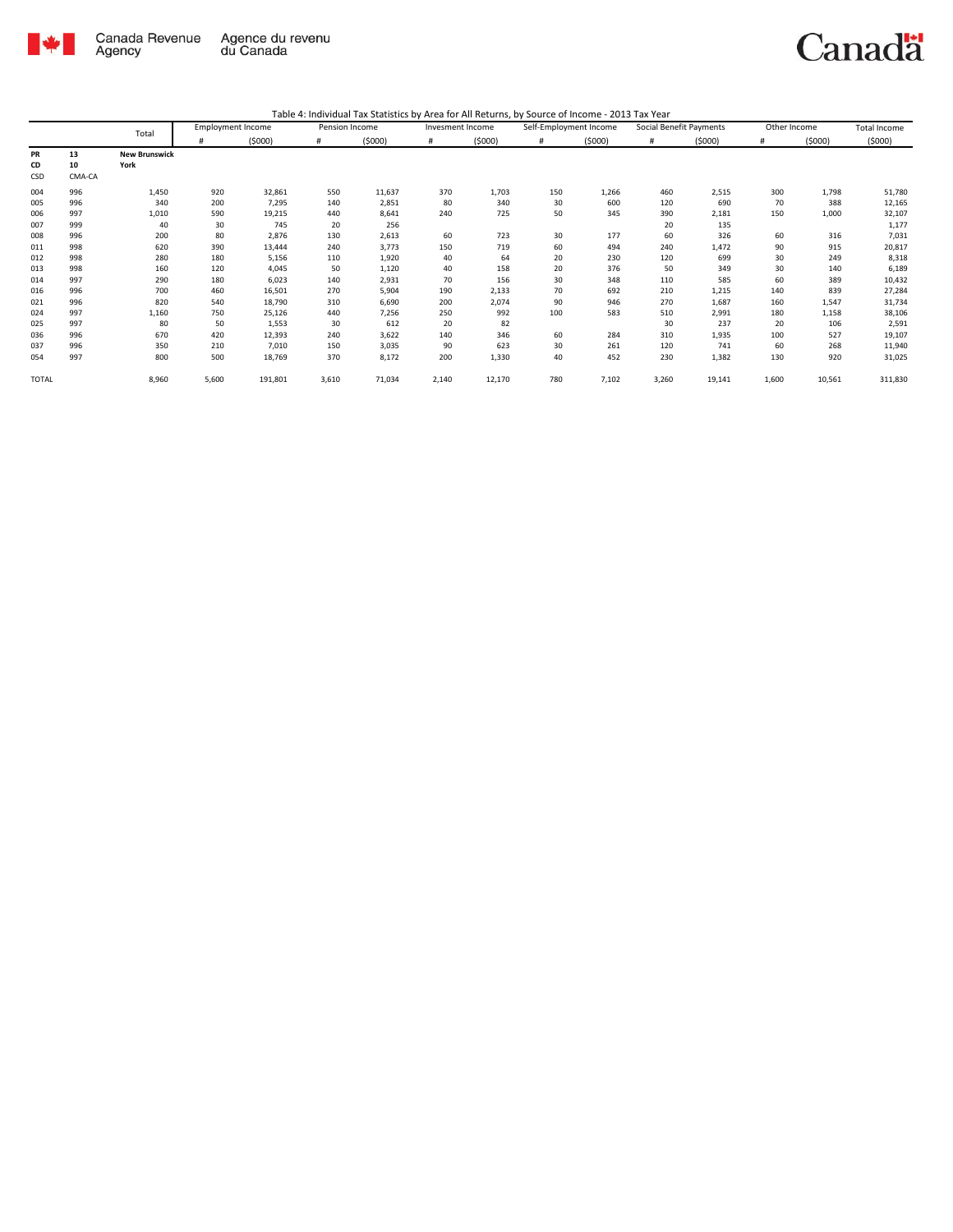Canada Revenue Agency | Agence du revenu du Canada

Table 4: Individual Tax Statistics by Area for All Returns, by Source of Income - 2013 Tax Year

| | | Total | Employment Income | | Pension Income | | Invesment Income | | Self-Employment Income | | Social Benefit Payments | | Other Income | | Total Income |
|---|---|---|---|---|---|---|---|---|---|---|---|---|---|---|---|
| | | | # | ($000) | # | ($000) | # | ($000) | # | ($000) | # | ($000) | # | ($000) | ($000) |
| **PR** | **13** | **New Brunswick** | | | | | | | | | | | | | |
| **CD** | **10** | **York** | | | | | | | | | | | | | |
| CSD | CMA-CA | | | | | | | | | | | | | | |
| 004 | 996 | 1,450 | 920 | 32,861 | 550 | 11,637 | 370 | 1,703 | 150 | 1,266 | 460 | 2,515 | 300 | 1,798 | 51,780 |
| 005 | 996 | 340 | 200 | 7,295 | 140 | 2,851 | 80 | 340 | 30 | 600 | 120 | 690 | 70 | 388 | 12,165 |
| 006 | 997 | 1,010 | 590 | 19,215 | 440 | 8,641 | 240 | 725 | 50 | 345 | 390 | 2,181 | 150 | 1,000 | 32,107 |
| 007 | 999 | 40 | 30 | 745 | 20 | 256 | | | | | 20 | 135 | | | 1,177 |
| 008 | 996 | 200 | 80 | 2,876 | 130 | 2,613 | 60 | 723 | 30 | 177 | 60 | 326 | 60 | 316 | 7,031 |
| 011 | 998 | 620 | 390 | 13,444 | 240 | 3,773 | 150 | 719 | 60 | 494 | 240 | 1,472 | 90 | 915 | 20,817 |
| 012 | 998 | 280 | 180 | 5,156 | 110 | 1,920 | 40 | 64 | 20 | 230 | 120 | 699 | 30 | 249 | 8,318 |
| 013 | 998 | 160 | 120 | 4,045 | 50 | 1,120 | 40 | 158 | 20 | 376 | 50 | 349 | 30 | 140 | 6,189 |
| 014 | 997 | 290 | 180 | 6,023 | 140 | 2,931 | 70 | 156 | 30 | 348 | 110 | 585 | 60 | 389 | 10,432 |
| 016 | 996 | 700 | 460 | 16,501 | 270 | 5,904 | 190 | 2,133 | 70 | 692 | 210 | 1,215 | 140 | 839 | 27,284 |
| 021 | 996 | 820 | 540 | 18,790 | 310 | 6,690 | 200 | 2,074 | 90 | 946 | 270 | 1,687 | 160 | 1,547 | 31,734 |
| 024 | 997 | 1,160 | 750 | 25,126 | 440 | 7,256 | 250 | 992 | 100 | 583 | 510 | 2,991 | 180 | 1,158 | 38,106 |
| 025 | 997 | 80 | 50 | 1,553 | 30 | 612 | 20 | 82 | | | 30 | 237 | 20 | 106 | 2,591 |
| 036 | 996 | 670 | 420 | 12,393 | 240 | 3,622 | 140 | 346 | 60 | 284 | 310 | 1,935 | 100 | 527 | 19,107 |
| 037 | 996 | 350 | 210 | 7,010 | 150 | 3,035 | 90 | 623 | 30 | 261 | 120 | 741 | 60 | 268 | 11,940 |
| 054 | 997 | 800 | 500 | 18,769 | 370 | 8,172 | 200 | 1,330 | 40 | 452 | 230 | 1,382 | 130 | 920 | 31,025 |
| TOTAL | | 8,960 | 5,600 | 191,801 | 3,610 | 71,034 | 2,140 | 12,170 | 780 | 7,102 | 3,260 | 19,141 | 1,600 | 10,561 | 311,830 |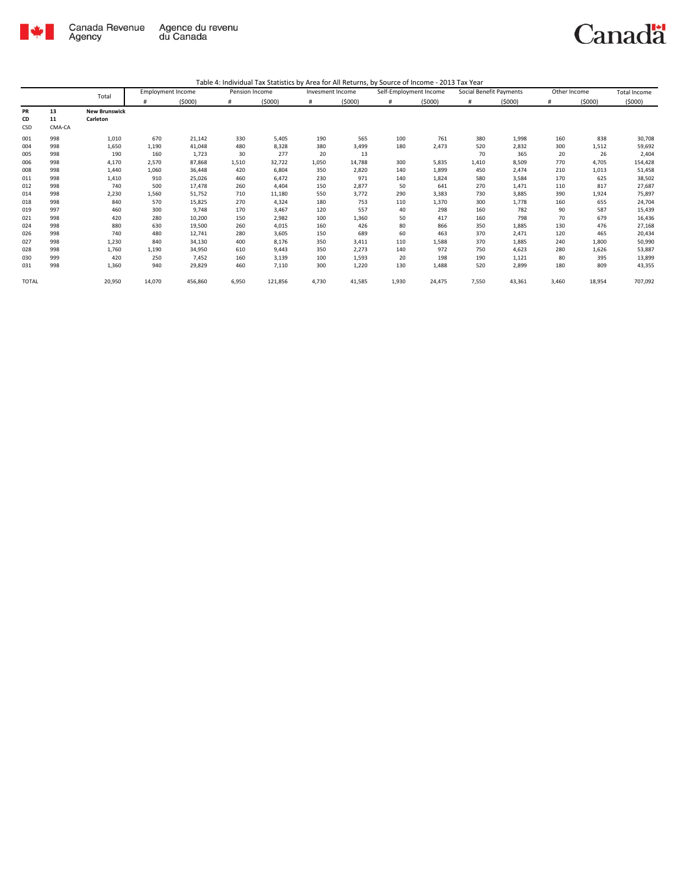Table 4: Individual Tax Statistics by Area for All Returns, by Source of Income - 2013 Tax Year

| | | Total | Employment Income | | Pension Income | | Invesment Income | | Self-Employment Income | | Social Benefit Payments | | Other Income | | Total Income |
|---|---|---|---|---|---|---|---|---|---|---|---|---|---|---|---|
| | | | # | ($000) | # | ($000) | # | ($000) | # | ($000) | # | ($000) | # | ($000) | ($000) |
| **PR** | **13** | **New Brunswick** | | | | | | | | | | | | | |
| **CD** | **11** | **Carleton** | | | | | | | | | | | | | |
| CSD | CMA-CA | | | | | | | | | | | | | | |
| 001 | 998 | 1,010 | 670 | 21,142 | 330 | 5,405 | 190 | 565 | 100 | 761 | 380 | 1,998 | 160 | 838 | 30,708 |
| 004 | 998 | 1,650 | 1,190 | 41,048 | 480 | 8,328 | 380 | 3,499 | 180 | 2,473 | 520 | 2,832 | 300 | 1,512 | 59,692 |
| 005 | 998 | 190 | 160 | 1,723 | 30 | 277 | 20 | 13 | | | 70 | 365 | 20 | 26 | 2,404 |
| 006 | 998 | 4,170 | 2,570 | 87,868 | 1,510 | 32,722 | 1,050 | 14,788 | 300 | 5,835 | 1,410 | 8,509 | 770 | 4,705 | 154,428 |
| 008 | 998 | 1,440 | 1,060 | 36,448 | 420 | 6,804 | 350 | 2,820 | 140 | 1,899 | 450 | 2,474 | 210 | 1,013 | 51,458 |
| 011 | 998 | 1,410 | 910 | 25,026 | 460 | 6,472 | 230 | 971 | 140 | 1,824 | 580 | 3,584 | 170 | 625 | 38,502 |
| 012 | 998 | 740 | 500 | 17,478 | 260 | 4,404 | 150 | 2,877 | 50 | 641 | 270 | 1,471 | 110 | 817 | 27,687 |
| 014 | 998 | 2,230 | 1,560 | 51,752 | 710 | 11,180 | 550 | 3,772 | 290 | 3,383 | 730 | 3,885 | 390 | 1,924 | 75,897 |
| 018 | 998 | 840 | 570 | 15,825 | 270 | 4,324 | 180 | 753 | 110 | 1,370 | 300 | 1,778 | 160 | 655 | 24,704 |
| 019 | 997 | 460 | 300 | 9,748 | 170 | 3,467 | 120 | 557 | 40 | 298 | 160 | 782 | 90 | 587 | 15,439 |
| 021 | 998 | 420 | 280 | 10,200 | 150 | 2,982 | 100 | 1,360 | 50 | 417 | 160 | 798 | 70 | 679 | 16,436 |
| 024 | 998 | 880 | 630 | 19,500 | 260 | 4,015 | 160 | 426 | 80 | 866 | 350 | 1,885 | 130 | 476 | 27,168 |
| 026 | 998 | 740 | 480 | 12,741 | 280 | 3,605 | 150 | 689 | 60 | 463 | 370 | 2,471 | 120 | 465 | 20,434 |
| 027 | 998 | 1,230 | 840 | 34,130 | 400 | 8,176 | 350 | 3,411 | 110 | 1,588 | 370 | 1,885 | 240 | 1,800 | 50,990 |
| 028 | 998 | 1,760 | 1,190 | 34,950 | 610 | 9,443 | 350 | 2,273 | 140 | 972 | 750 | 4,623 | 280 | 1,626 | 53,887 |
| 030 | 999 | 420 | 250 | 7,452 | 160 | 3,139 | 100 | 1,593 | 20 | 198 | 190 | 1,121 | 80 | 395 | 13,899 |
| 031 | 998 | 1,360 | 940 | 29,829 | 460 | 7,110 | 300 | 1,220 | 130 | 1,488 | 520 | 2,899 | 180 | 809 | 43,355 |
| TOTAL | | 20,950 | 14,070 | 456,860 | 6,950 | 121,856 | 4,730 | 41,585 | 1,930 | 24,475 | 7,550 | 43,361 | 3,460 | 18,954 | 707,092 |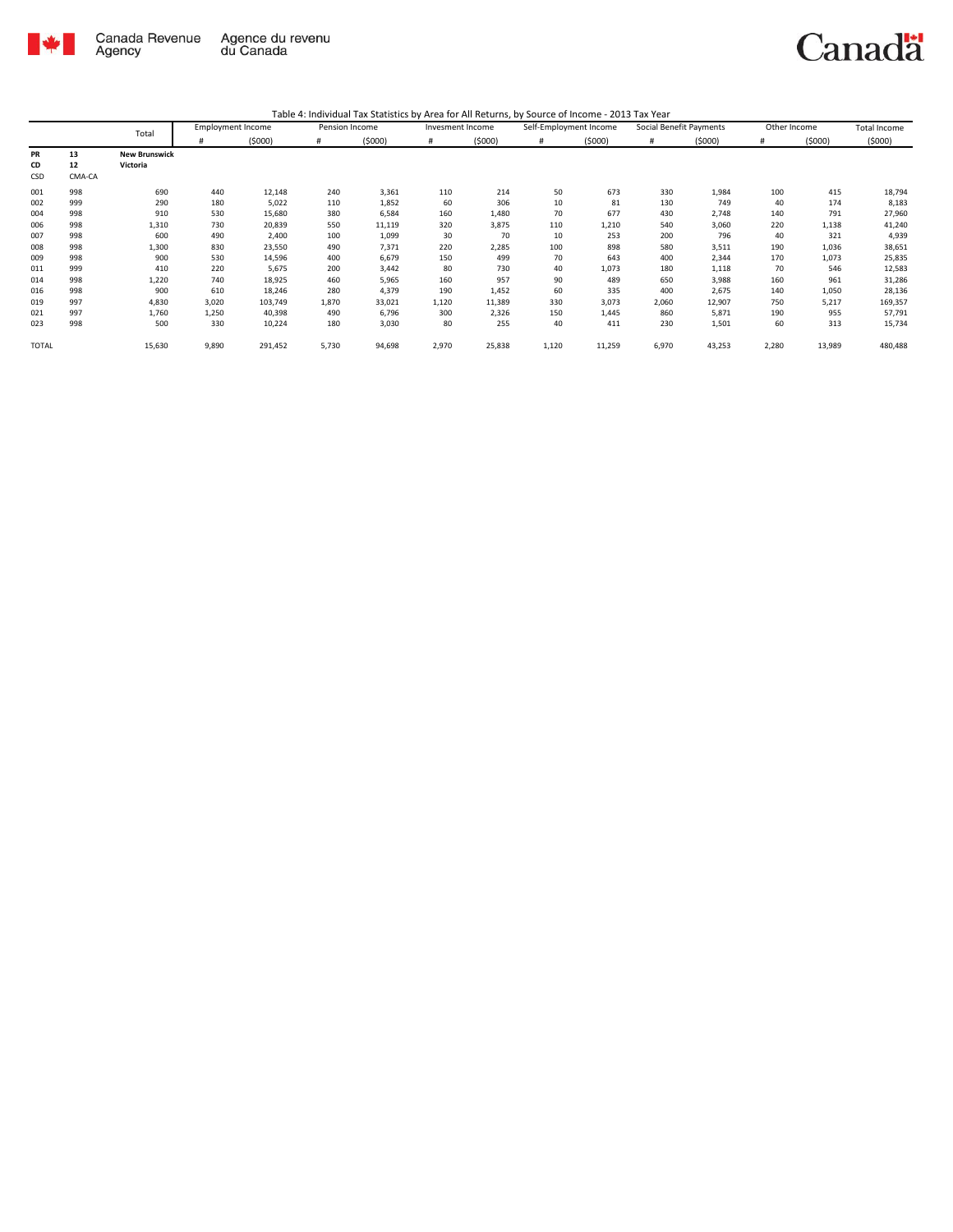Canada Revenue Agency | Agence du revenu du Canada

Table 4: Individual Tax Statistics by Area for All Returns, by Source of Income - 2013 Tax Year

| | | Total | Employment Income | | Pension Income | | Invesment Income | | Self-Employment Income | | Social Benefit Payments | | Other Income | | Total Income |
|---|---|---|---|---|---|---|---|---|---|---|---|---|---|---|---|
| | | | # | ($000) | # | ($000) | # | ($000) | # | ($000) | # | ($000) | # | ($000) | ($000) |
| **PR** | **13** | **New Brunswick** | | | | | | | | | | | | | |
| **CD** | **12** | **Victoria** | | | | | | | | | | | | | |
| CSD | CMA-CA | | | | | | | | | | | | | | |
| 001 | 998 | 690 | 440 | 12,148 | 240 | 3,361 | 110 | 214 | 50 | 673 | 330 | 1,984 | 100 | 415 | 18,794 |
| 002 | 999 | 290 | 180 | 5,022 | 110 | 1,852 | 60 | 306 | 10 | 81 | 130 | 749 | 40 | 174 | 8,183 |
| 004 | 998 | 910 | 530 | 15,680 | 380 | 6,584 | 160 | 1,480 | 70 | 677 | 430 | 2,748 | 140 | 791 | 27,960 |
| 006 | 998 | 1,310 | 730 | 20,839 | 550 | 11,119 | 320 | 3,875 | 110 | 1,210 | 540 | 3,060 | 220 | 1,138 | 41,240 |
| 007 | 998 | 600 | 490 | 2,400 | 100 | 1,099 | 30 | 70 | 10 | 253 | 200 | 796 | 40 | 321 | 4,939 |
| 008 | 998 | 1,300 | 830 | 23,550 | 490 | 7,371 | 220 | 2,285 | 100 | 898 | 580 | 3,511 | 190 | 1,036 | 38,651 |
| 009 | 998 | 900 | 530 | 14,596 | 400 | 6,679 | 150 | 499 | 70 | 643 | 400 | 2,344 | 170 | 1,073 | 25,835 |
| 011 | 999 | 410 | 220 | 5,675 | 200 | 3,442 | 80 | 730 | 40 | 1,073 | 180 | 1,118 | 70 | 546 | 12,583 |
| 014 | 998 | 1,220 | 740 | 18,925 | 460 | 5,965 | 160 | 957 | 90 | 489 | 650 | 3,988 | 160 | 961 | 31,286 |
| 016 | 998 | 900 | 610 | 18,246 | 280 | 4,379 | 190 | 1,452 | 60 | 335 | 400 | 2,675 | 140 | 1,050 | 28,136 |
| 019 | 997 | 4,830 | 3,020 | 103,749 | 1,870 | 33,021 | 1,120 | 11,389 | 330 | 3,073 | 2,060 | 12,907 | 750 | 5,217 | 169,357 |
| 021 | 997 | 1,760 | 1,250 | 40,398 | 490 | 6,796 | 300 | 2,326 | 150 | 1,445 | 860 | 5,871 | 190 | 955 | 57,791 |
| 023 | 998 | 500 | 330 | 10,224 | 180 | 3,030 | 80 | 255 | 40 | 411 | 230 | 1,501 | 60 | 313 | 15,734 |
| TOTAL | | 15,630 | 9,890 | 291,452 | 5,730 | 94,698 | 2,970 | 25,838 | 1,120 | 11,259 | 6,970 | 43,253 | 2,280 | 13,989 | 480,488 |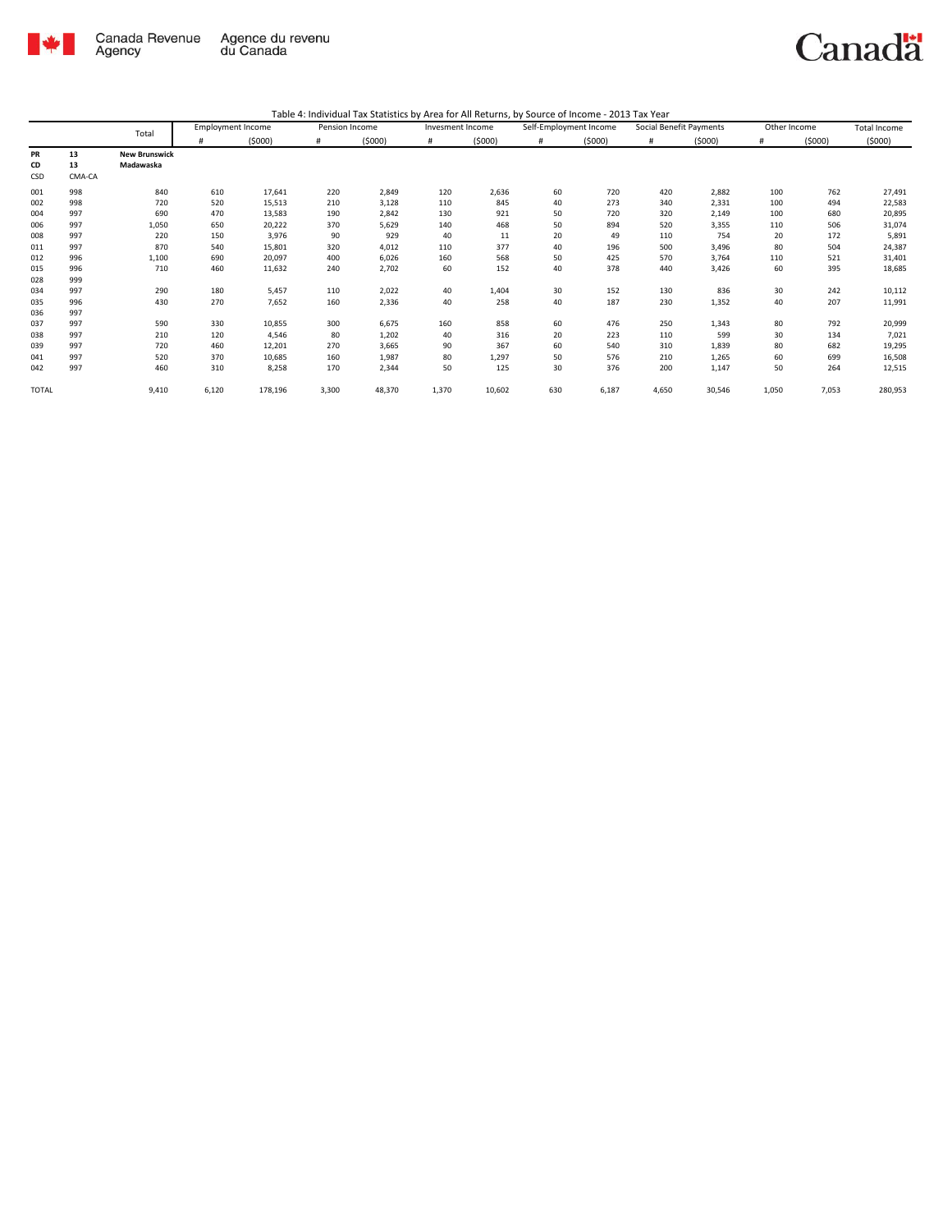Canada Revenue Agency | Agence du revenu du Canada

Canada

Table 4: Individual Tax Statistics by Area for All Returns, by Source of Income - 2013 Tax Year

| | | Total | Employment Income | | Pension Income | | Invesment Income | | Self-Employment Income | | Social Benefit Payments | | Other Income | | Total Income |
|---|---|---|---|---|---|---|---|---|---|---|---|---|---|---|---|
| | | | # | ($000) | # | ($000) | # | ($000) | # | ($000) | # | ($000) | # | ($000) | ($000) |
| **PR** | **13** | **New Brunswick** | | | | | | | | | | | | | |
| **CD** | **13** | **Madawaska** | | | | | | | | | | | | | |
| **CSD** | CMA-CA | | | | | | | | | | | | | | |
| 001 | 998 | 840 | 610 | 17,641 | 220 | 2,849 | 120 | 2,636 | 60 | 720 | 420 | 2,882 | 100 | 762 | 27,491 |
| 002 | 998 | 720 | 520 | 15,513 | 210 | 3,128 | 110 | 845 | 40 | 273 | 340 | 2,331 | 100 | 494 | 22,583 |
| 004 | 997 | 690 | 470 | 13,583 | 190 | 2,842 | 130 | 921 | 50 | 720 | 320 | 2,149 | 100 | 680 | 20,895 |
| 006 | 997 | 1,050 | 650 | 20,222 | 370 | 5,629 | 140 | 468 | 50 | 894 | 520 | 3,355 | 110 | 506 | 31,074 |
| 008 | 997 | 220 | 150 | 3,976 | 90 | 929 | 40 | 11 | 20 | 49 | 110 | 754 | 20 | 172 | 5,891 |
| 011 | 997 | 870 | 540 | 15,801 | 320 | 4,012 | 110 | 377 | 40 | 196 | 500 | 3,496 | 80 | 504 | 24,387 |
| 012 | 996 | 1,100 | 690 | 20,097 | 400 | 6,026 | 160 | 568 | 50 | 425 | 570 | 3,764 | 110 | 521 | 31,401 |
| 015 | 996 | 710 | 460 | 11,632 | 240 | 2,702 | 60 | 152 | 40 | 378 | 440 | 3,426 | 60 | 395 | 18,685 |
| 028 | 999 | | | | | | | | | | | | | | |
| 034 | 997 | 290 | 180 | 5,457 | 110 | 2,022 | 40 | 1,404 | 30 | 152 | 130 | 836 | 30 | 242 | 10,112 |
| 035 | 996 | 430 | 270 | 7,652 | 160 | 2,336 | 40 | 258 | 40 | 187 | 230 | 1,352 | 40 | 207 | 11,991 |
| 036 | 997 | | | | | | | | | | | | | | |
| 037 | 997 | 590 | 330 | 10,855 | 300 | 6,675 | 160 | 858 | 60 | 476 | 250 | 1,343 | 80 | 792 | 20,999 |
| 038 | 997 | 210 | 120 | 4,546 | 80 | 1,202 | 40 | 316 | 20 | 223 | 110 | 599 | 30 | 134 | 7,021 |
| 039 | 997 | 720 | 460 | 12,201 | 270 | 3,665 | 90 | 367 | 60 | 540 | 310 | 1,839 | 80 | 682 | 19,295 |
| 041 | 997 | 520 | 370 | 10,685 | 160 | 1,987 | 80 | 1,297 | 50 | 576 | 210 | 1,265 | 60 | 699 | 16,508 |
| 042 | 997 | 460 | 310 | 8,258 | 170 | 2,344 | 50 | 125 | 30 | 376 | 200 | 1,147 | 50 | 264 | 12,515 |
| TOTAL | | 9,410 | 6,120 | 178,196 | 3,300 | 48,370 | 1,370 | 10,602 | 630 | 6,187 | 4,650 | 30,546 | 1,050 | 7,053 | 280,953 |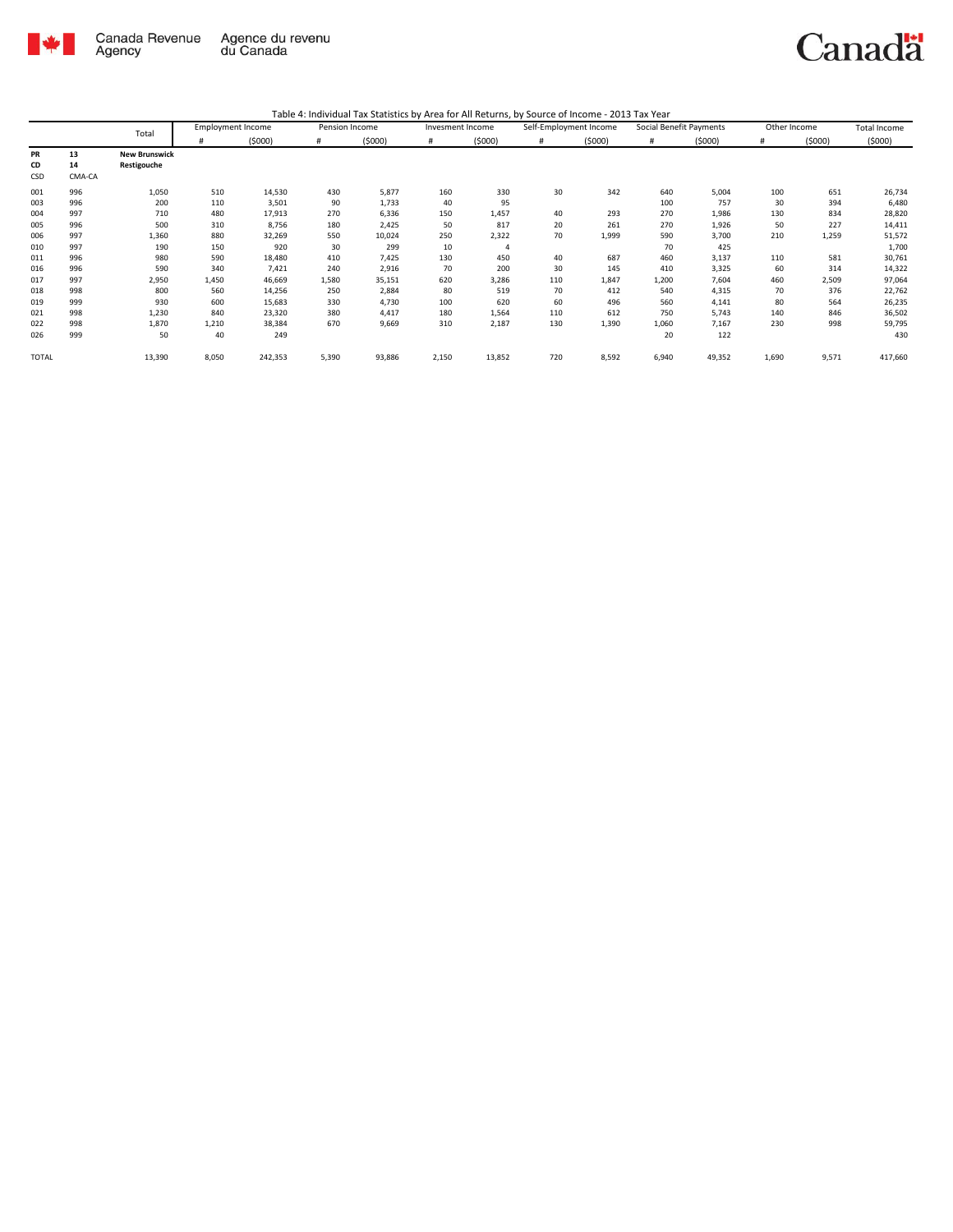Canada Revenue Agency | Agence du revenu du Canada

Canada

Table 4: Individual Tax Statistics by Area for All Returns, by Source of Income - 2013 Tax Year

| | | Total | Employment Income | | Pension Income | | Invesment Income | | Self-Employment Income | | Social Benefit Payments | | Other Income | | Total Income |
|---|---|---|---|---|---|---|---|---|---|---|---|---|---|---|---|
| | | | # | ($000) | # | ($000) | # | ($000) | # | ($000) | # | ($000) | # | ($000) | ($000) |
| PR | 13 | **New Brunswick** | | | | | | | | | | | | | |
| CD | 14 | **Restigouche** | | | | | | | | | | | | | |
| CSD | CMA-CA | | | | | | | | | | | | | | |
| 001 | 996 | 1,050 | 510 | 14,530 | 430 | 5,877 | 160 | 330 | 30 | 342 | 640 | 5,004 | 100 | 651 | 26,734 |
| 003 | 996 | 200 | 110 | 3,501 | 90 | 1,733 | 40 | 95 | | | 100 | 757 | 30 | 394 | 6,480 |
| 004 | 997 | 710 | 480 | 17,913 | 270 | 6,336 | 150 | 1,457 | 40 | 293 | 270 | 1,986 | 130 | 834 | 28,820 |
| 005 | 996 | 500 | 310 | 8,756 | 180 | 2,425 | 50 | 817 | 20 | 261 | 270 | 1,926 | 50 | 227 | 14,411 |
| 006 | 997 | 1,360 | 880 | 32,269 | 550 | 10,024 | 250 | 2,322 | 70 | 1,999 | 590 | 3,700 | 210 | 1,259 | 51,572 |
| 010 | 997 | 190 | 150 | 920 | 30 | 299 | 10 | 4 | | | 70 | 425 | | | 1,700 |
| 011 | 996 | 980 | 590 | 18,480 | 410 | 7,425 | 130 | 450 | 40 | 687 | 460 | 3,137 | 110 | 581 | 30,761 |
| 016 | 996 | 590 | 340 | 7,421 | 240 | 2,916 | 70 | 200 | 30 | 145 | 410 | 3,325 | 60 | 314 | 14,322 |
| 017 | 997 | 2,950 | 1,450 | 46,669 | 1,580 | 35,151 | 620 | 3,286 | 110 | 1,847 | 1,200 | 7,604 | 460 | 2,509 | 97,064 |
| 018 | 998 | 800 | 560 | 14,256 | 250 | 2,884 | 80 | 519 | 70 | 412 | 540 | 4,315 | 70 | 376 | 22,762 |
| 019 | 999 | 930 | 600 | 15,683 | 330 | 4,730 | 100 | 620 | 60 | 496 | 560 | 4,141 | 80 | 564 | 26,235 |
| 021 | 998 | 1,230 | 840 | 23,320 | 380 | 4,417 | 180 | 1,564 | 110 | 612 | 750 | 5,743 | 140 | 846 | 36,502 |
| 022 | 998 | 1,870 | 1,210 | 38,384 | 670 | 9,669 | 310 | 2,187 | 130 | 1,390 | 1,060 | 7,167 | 230 | 998 | 59,795 |
| 026 | 999 | 50 | 40 | 249 | | | | | | | 20 | 122 | | | 430 |
| TOTAL | | 13,390 | 8,050 | 242,353 | 5,390 | 93,886 | 2,150 | 13,852 | 720 | 8,592 | 6,940 | 49,352 | 1,690 | 9,571 | 417,660 |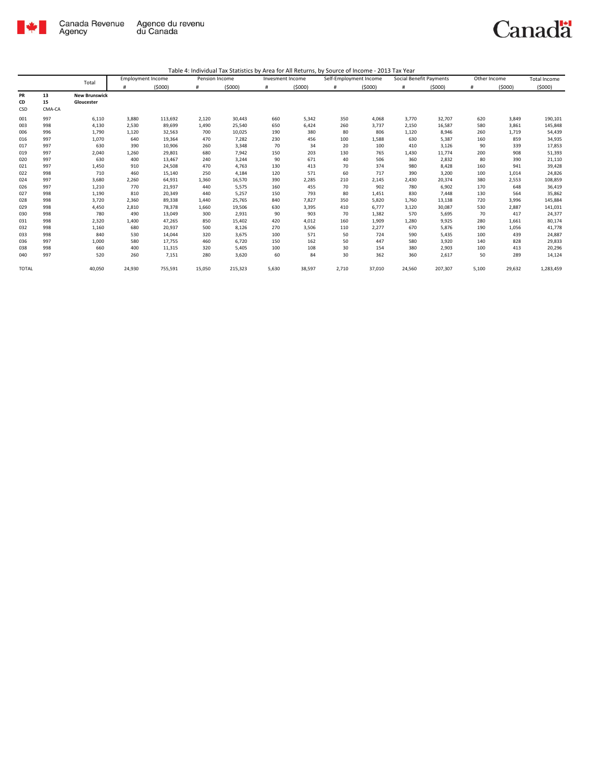Canada Revenue Agency / Agence du revenu du Canada

Table 4: Individual Tax Statistics by Area for All Returns, by Source of Income - 2013 Tax Year

| | | Total | Employment Income | | Pension Income | | Invesment Income | | Self-Employment Income | | Social Benefit Payments | | Other Income | | Total Income |
|---|---|---|---|---|---|---|---|---|---|---|---|---|---|---|---|
| | | | # | ($000) | # | ($000) | # | ($000) | # | ($000) | # | ($000) | # | ($000) | ($000) |
| PR | 13 | New Brunswick | | | | | | | | | | | | | |
| CD | 15 | Gloucester | | | | | | | | | | | | | |
| CSD | CMA-CA | | | | | | | | | | | | | | |
| 001 | 997 | 6,110 | 3,880 | 113,692 | 2,120 | 30,443 | 660 | 5,342 | 350 | 4,068 | 3,770 | 32,707 | 620 | 3,849 | 190,101 |
| 003 | 998 | 4,130 | 2,530 | 89,699 | 1,490 | 25,540 | 650 | 6,424 | 260 | 3,737 | 2,150 | 16,587 | 580 | 3,861 | 145,848 |
| 006 | 996 | 1,790 | 1,120 | 32,563 | 700 | 10,025 | 190 | 380 | 80 | 806 | 1,120 | 8,946 | 260 | 1,719 | 54,439 |
| 016 | 997 | 1,070 | 640 | 19,364 | 470 | 7,282 | 230 | 456 | 100 | 1,588 | 630 | 5,387 | 160 | 859 | 34,935 |
| 017 | 997 | 630 | 390 | 10,906 | 260 | 3,348 | 70 | 34 | 20 | 100 | 410 | 3,126 | 90 | 339 | 17,853 |
| 019 | 997 | 2,040 | 1,260 | 29,801 | 680 | 7,942 | 150 | 203 | 130 | 765 | 1,430 | 11,774 | 200 | 908 | 51,393 |
| 020 | 997 | 630 | 400 | 13,467 | 240 | 3,244 | 90 | 671 | 40 | 506 | 360 | 2,832 | 80 | 390 | 21,110 |
| 021 | 997 | 1,450 | 910 | 24,508 | 470 | 4,763 | 130 | 413 | 70 | 374 | 980 | 8,428 | 160 | 941 | 39,428 |
| 022 | 998 | 710 | 460 | 15,140 | 250 | 4,184 | 120 | 571 | 60 | 717 | 390 | 3,200 | 100 | 1,014 | 24,826 |
| 024 | 997 | 3,680 | 2,260 | 64,931 | 1,360 | 16,570 | 390 | 2,285 | 210 | 2,145 | 2,430 | 20,374 | 380 | 2,553 | 108,859 |
| 026 | 997 | 1,210 | 770 | 21,937 | 440 | 5,575 | 160 | 455 | 70 | 902 | 780 | 6,902 | 170 | 648 | 36,419 |
| 027 | 998 | 1,190 | 810 | 20,349 | 440 | 5,257 | 150 | 793 | 80 | 1,451 | 830 | 7,448 | 130 | 564 | 35,862 |
| 028 | 998 | 3,720 | 2,360 | 89,338 | 1,440 | 25,765 | 840 | 7,827 | 350 | 5,820 | 1,760 | 13,138 | 720 | 3,996 | 145,884 |
| 029 | 998 | 4,450 | 2,810 | 78,378 | 1,660 | 19,506 | 630 | 3,395 | 410 | 6,777 | 3,120 | 30,087 | 530 | 2,887 | 141,031 |
| 030 | 998 | 780 | 490 | 13,049 | 300 | 2,931 | 90 | 903 | 70 | 1,382 | 570 | 5,695 | 70 | 417 | 24,377 |
| 031 | 998 | 2,320 | 1,400 | 47,265 | 850 | 15,402 | 420 | 4,012 | 160 | 1,909 | 1,280 | 9,925 | 280 | 1,661 | 80,174 |
| 032 | 998 | 1,160 | 680 | 20,937 | 500 | 8,126 | 270 | 3,506 | 110 | 2,277 | 670 | 5,876 | 190 | 1,056 | 41,778 |
| 033 | 998 | 840 | 530 | 14,044 | 320 | 3,675 | 100 | 571 | 50 | 724 | 590 | 5,435 | 100 | 439 | 24,887 |
| 036 | 997 | 1,000 | 580 | 17,755 | 460 | 6,720 | 150 | 162 | 50 | 447 | 580 | 3,920 | 140 | 828 | 29,833 |
| 038 | 998 | 660 | 400 | 11,315 | 320 | 5,405 | 100 | 108 | 30 | 154 | 380 | 2,903 | 100 | 413 | 20,296 |
| 040 | 997 | 520 | 260 | 7,151 | 280 | 3,620 | 60 | 84 | 30 | 362 | 360 | 2,617 | 50 | 289 | 14,124 |
| TOTAL | | 40,050 | 24,930 | 755,591 | 15,050 | 215,323 | 5,630 | 38,597 | 2,710 | 37,010 | 24,560 | 207,307 | 5,100 | 29,632 | 1,283,459 |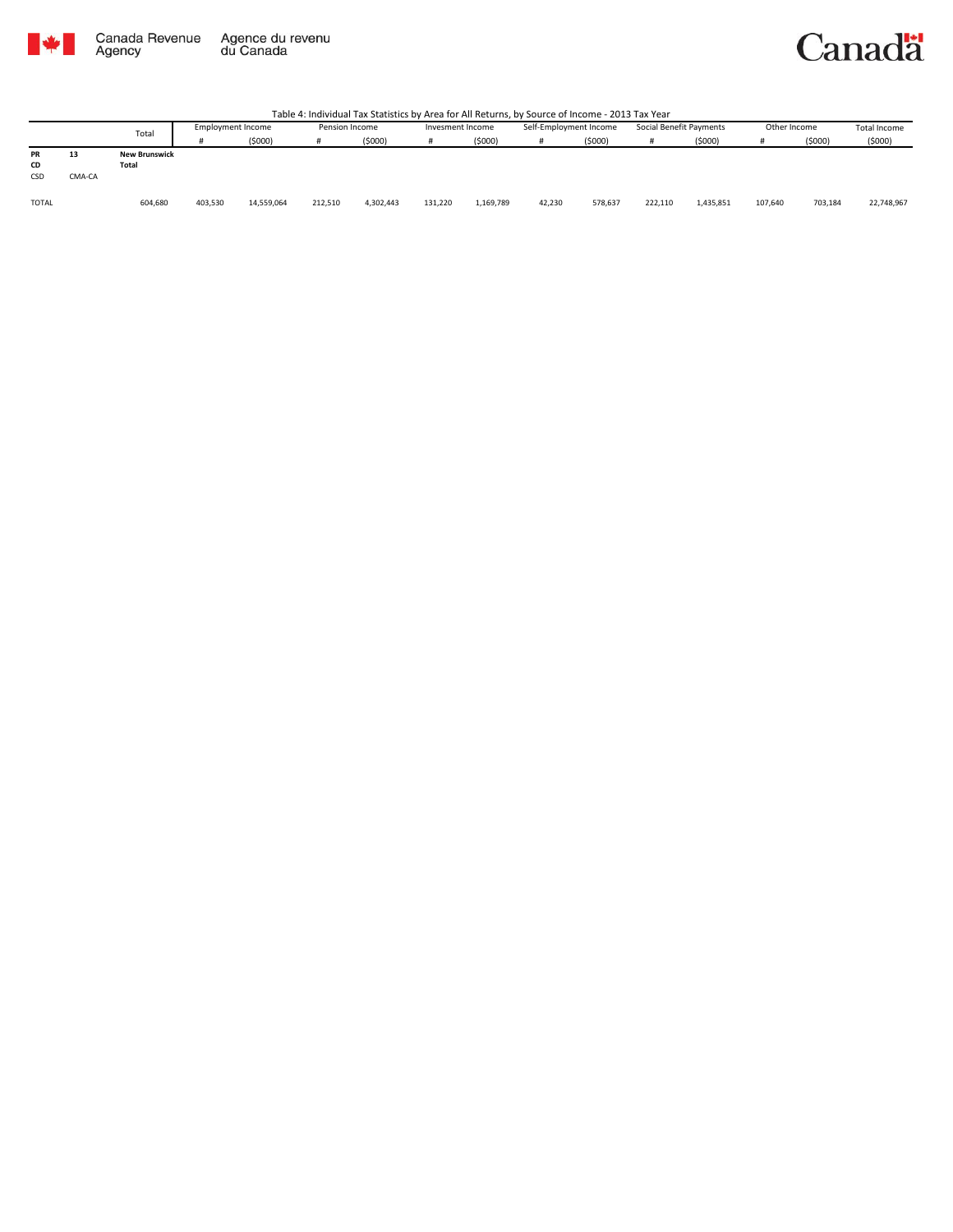Table 4: Individual Tax Statistics by Area for All Returns, by Source of Income - 2013 Tax Year

| | | Total | Employment Income | | Pension Income | | Invesment Income | | Self-Employment Income | | Social Benefit Payments | | Other Income | | Total Income |
|---|---|---|---|---|---|---|---|---|---|---|---|---|---|---|---|
| | | | # | ($000) | # | ($000) | # | ($000) | # | ($000) | # | ($000) | # | ($000) | ($000) |
| **PR** | **13** | **New Brunswick** | | | | | | | | | | | | | |
| **CD** | | **Total** | | | | | | | | | | | | | |
| CSD | CMA-CA | | | | | | | | | | | | | | |
| TOTAL | | 604,680 | 403,530 | 14,559,064 | 212,510 | 4,302,443 | 131,220 | 1,169,789 | 42,230 | 578,637 | 222,110 | 1,435,851 | 107,640 | 703,184 | 22,748,967 |